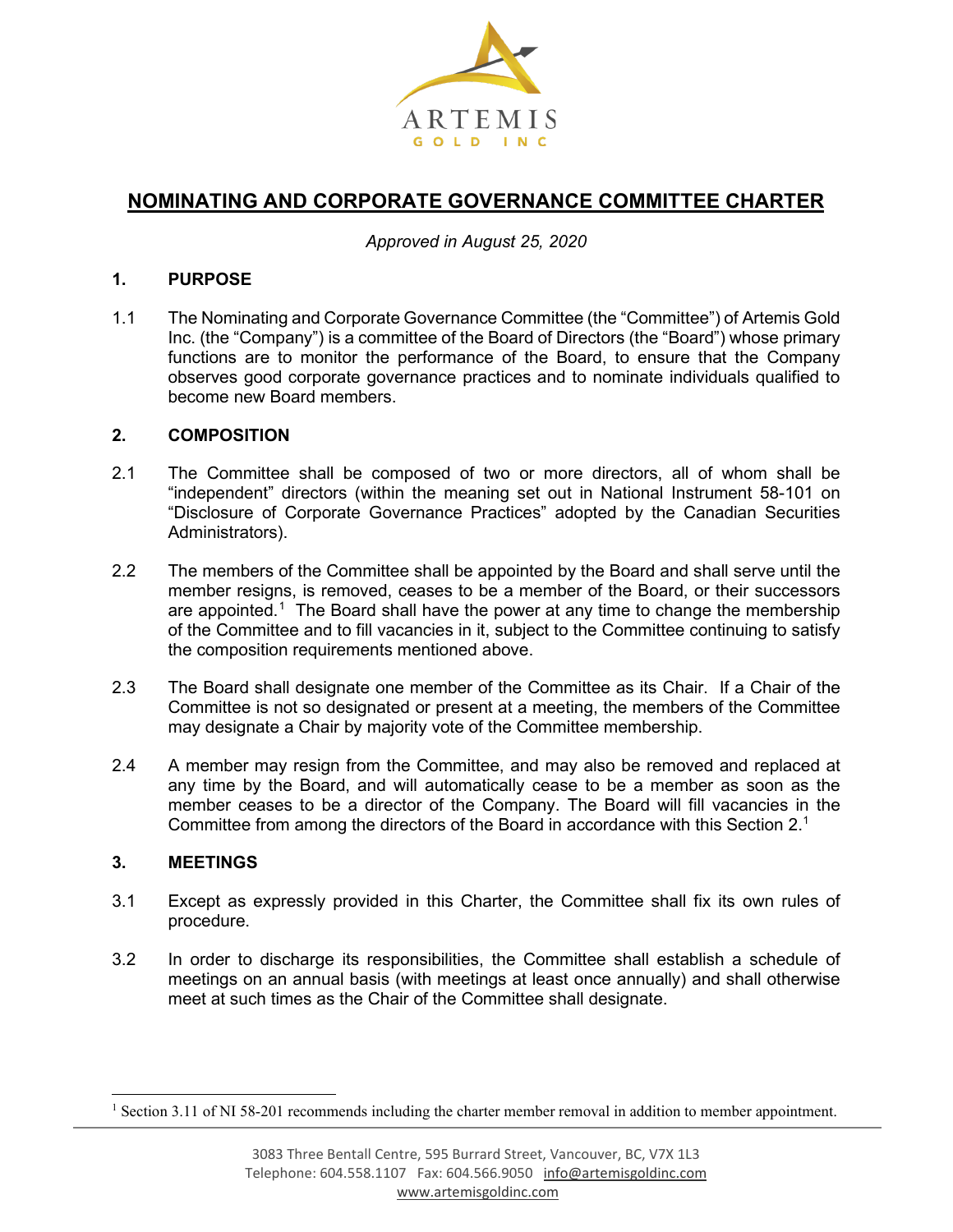ARTEMIS

GOLD INC

# NOMINATING AND CORPORATE GOVERNANCE COMMITTEE CHARTER

*Approved in August 25, 2020*

## 1. PURPOSE

1.1 The Nominating and Corporate Governance Committee (the "Committee") of Artemis Gold Inc. (the "Company") is a committee of the Board of Directors (the "Board") whose primary functions are to monitor the performance of the Board, to ensure that the Company observes good corporate governance practices and to nominate individuals qualified to become new Board members.

## 2. COMPOSITION

2.1 The Committee shall be composed of two or more directors, all of whom shall be "independent" directors (within the meaning set out in National Instrument 58-101 on "Disclosure of Corporate Governance Practices" adopted by the Canadian Securities Administrators).

2.2 The members of the Committee shall be appointed by the Board and shall serve until the member resigns, is removed, ceases to be a member of the Board, or their successors are appointed.[1] The Board shall have the power at any time to change the membership of the Committee and to fill vacancies in it, subject to the Committee continuing to satisfy the composition requirements mentioned above.

2.3 The Board shall designate one member of the Committee as its Chair. If a Chair of the Committee is not so designated or present at a meeting, the members of the Committee may designate a Chair by majority vote of the Committee membership.

2.4 A member may resign from the Committee, and may also be removed and replaced at any time by the Board, and will automatically cease to be a member as soon as the member ceases to be a director of the Company. The Board will fill vacancies in the Committee from among the directors of the Board in accordance with this Section 2.[1]

## 3. MEETINGS

3.1 Except as expressly provided in this Charter, the Committee shall fix its own rules of procedure.

3.2 In order to discharge its responsibilities, the Committee shall establish a schedule of meetings on an annual basis (with meetings at least once annually) and shall otherwise meet at such times as the Chair of the Committee shall designate.

---

[1] Section 3.11 of NI 58-201 recommends including the charter member removal in addition to member appointment.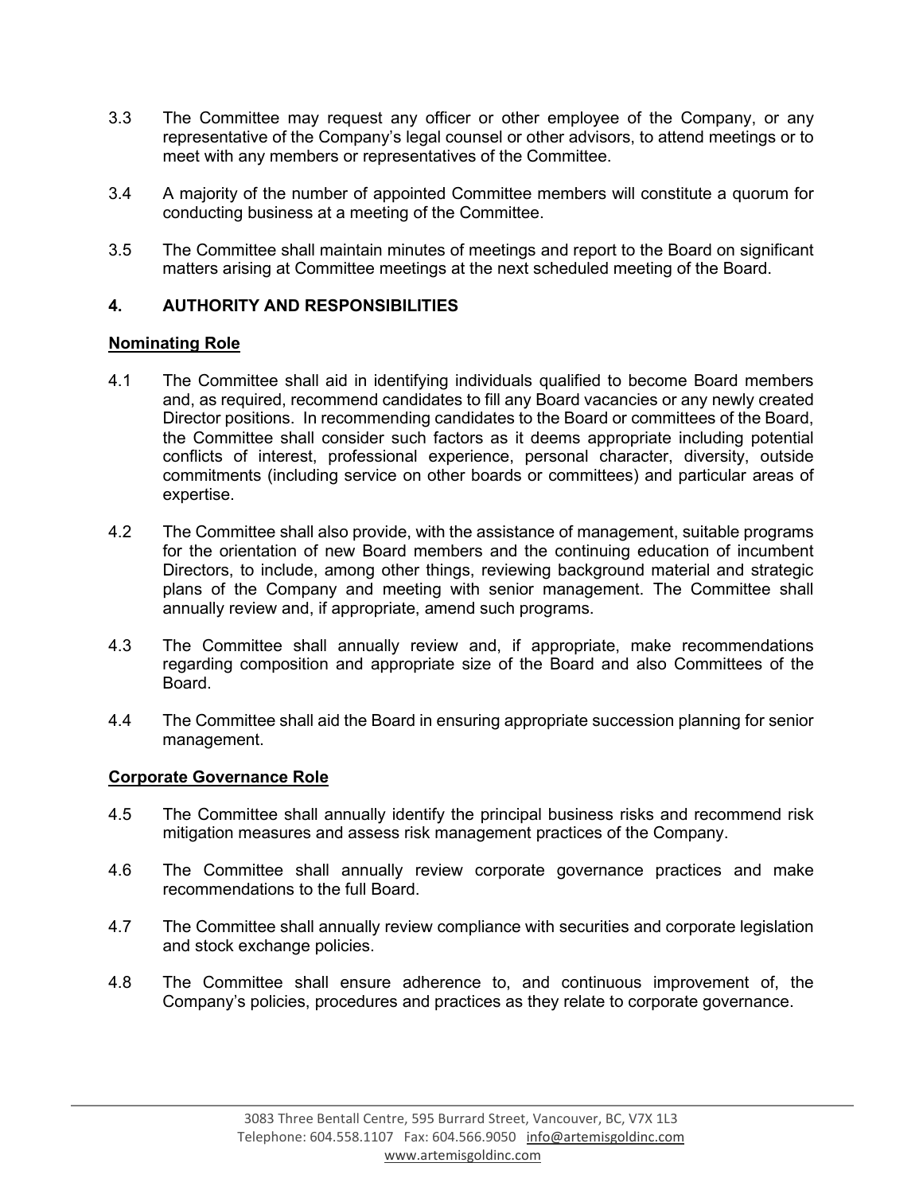3.3 The Committee may request any officer or other employee of the Company, or any representative of the Company's legal counsel or other advisors, to attend meetings or to meet with any members or representatives of the Committee.

3.4 A majority of the number of appointed Committee members will constitute a quorum for conducting business at a meeting of the Committee.

3.5 The Committee shall maintain minutes of meetings and report to the Board on significant matters arising at Committee meetings at the next scheduled meeting of the Board.

## 4. AUTHORITY AND RESPONSIBILITIES

### Nominating Role

4.1 The Committee shall aid in identifying individuals qualified to become Board members and, as required, recommend candidates to fill any Board vacancies or any newly created Director positions. In recommending candidates to the Board or committees of the Board, the Committee shall consider such factors as it deems appropriate including potential conflicts of interest, professional experience, personal character, diversity, outside commitments (including service on other boards or committees) and particular areas of expertise.

4.2 The Committee shall also provide, with the assistance of management, suitable programs for the orientation of new Board members and the continuing education of incumbent Directors, to include, among other things, reviewing background material and strategic plans of the Company and meeting with senior management. The Committee shall annually review and, if appropriate, amend such programs.

4.3 The Committee shall annually review and, if appropriate, make recommendations regarding composition and appropriate size of the Board and also Committees of the Board.

4.4 The Committee shall aid the Board in ensuring appropriate succession planning for senior management.

### Corporate Governance Role

4.5 The Committee shall annually identify the principal business risks and recommend risk mitigation measures and assess risk management practices of the Company.

4.6 The Committee shall annually review corporate governance practices and make recommendations to the full Board.

4.7 The Committee shall annually review compliance with securities and corporate legislation and stock exchange policies.

4.8 The Committee shall ensure adherence to, and continuous improvement of, the Company's policies, procedures and practices as they relate to corporate governance.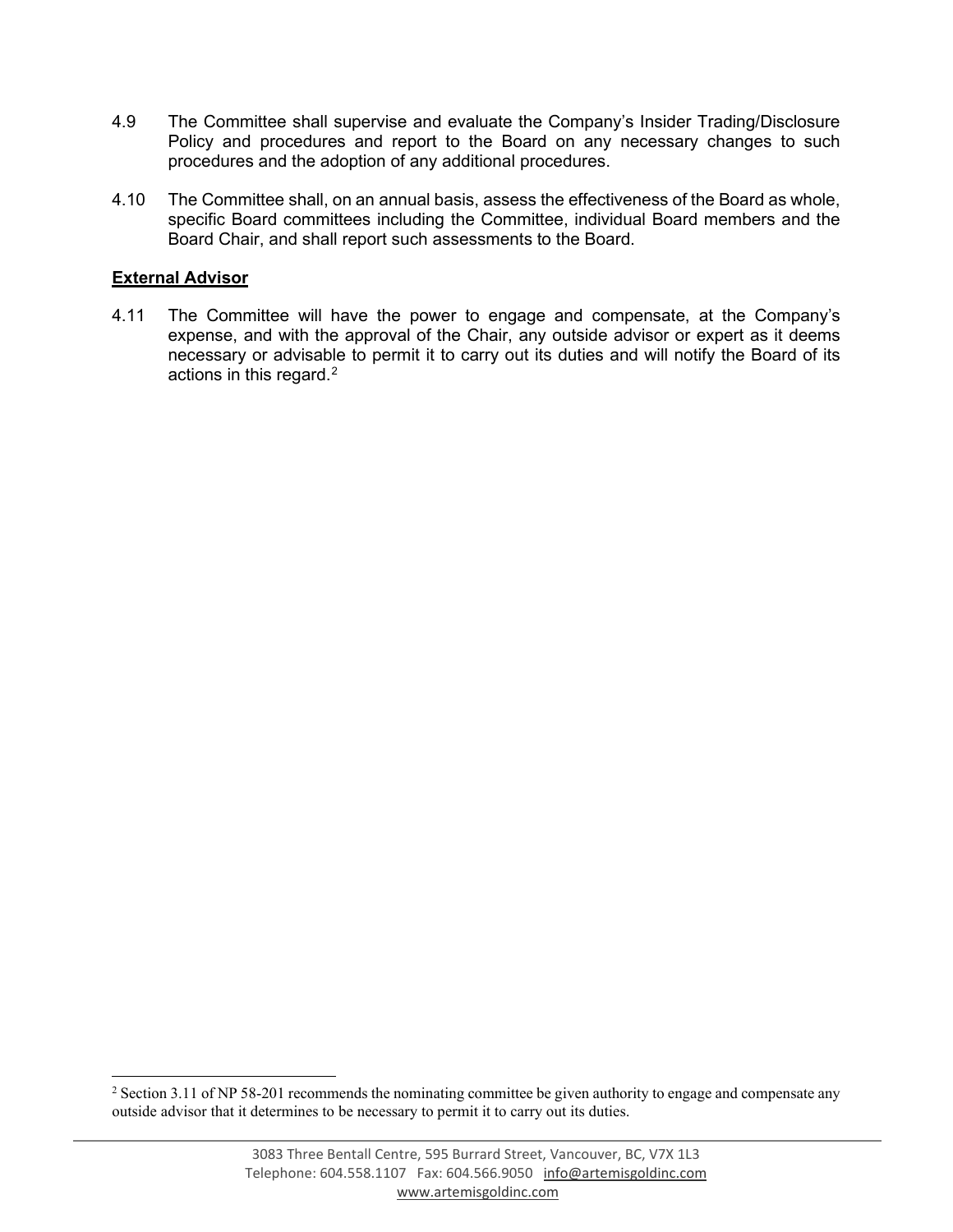4.9 The Committee shall supervise and evaluate the Company's Insider Trading/Disclosure Policy and procedures and report to the Board on any necessary changes to such procedures and the adoption of any additional procedures.

4.10 The Committee shall, on an annual basis, assess the effectiveness of the Board as whole, specific Board committees including the Committee, individual Board members and the Board Chair, and shall report such assessments to the Board.

**External Advisor**

4.11 The Committee will have the power to engage and compensate, at the Company's expense, and with the approval of the Chair, any outside advisor or expert as it deems necessary or advisable to permit it to carry out its duties and will notify the Board of its actions in this regard.[2]

[2] Section 3.11 of NP 58-201 recommends the nominating committee be given authority to engage and compensate any outside advisor that it determines to be necessary to permit it to carry out its duties.